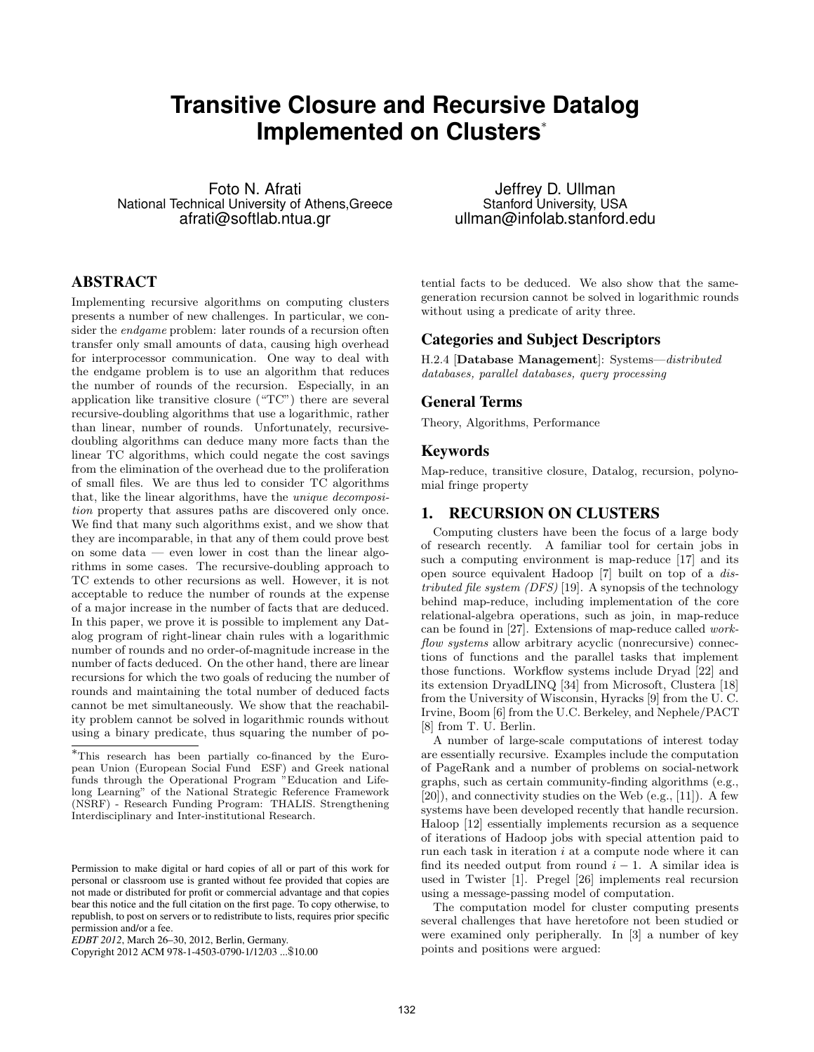# Transitive Closure and Recursive Datalog Implemented on Clusters*

Foto N. Afrati
National Technical University of Athens,Greece
afrati@softlab.ntua.gr

Jeffrey D. Ullman
Stanford University, USA
ullman@infolab.stanford.edu

## ABSTRACT

Implementing recursive algorithms on computing clusters presents a number of new challenges. In particular, we consider the *endgame* problem: later rounds of a recursion often transfer only small amounts of data, causing high overhead for interprocessor communication. One way to deal with the endgame problem is to use an algorithm that reduces the number of rounds of the recursion. Especially, in an application like transitive closure ("TC") there are several recursive-doubling algorithms that use a logarithmic, rather than linear, number of rounds. Unfortunately, recursive-doubling algorithms can deduce many more facts than the linear TC algorithms, which could negate the cost savings from the elimination of the overhead due to the proliferation of small files. We are thus led to consider TC algorithms that, like the linear algorithms, have the *unique decomposition* property that assures paths are discovered only once. We find that many such algorithms exist, and we show that they are incomparable, in that any of them could prove best on some data — even lower in cost than the linear algorithms in some cases. The recursive-doubling approach to TC extends to other recursions as well. However, it is not acceptable to reduce the number of rounds at the expense of a major increase in the number of facts that are deduced. In this paper, we prove it is possible to implement any Datalog program of right-linear chain rules with a logarithmic number of rounds and no order-of-magnitude increase in the number of facts deduced. On the other hand, there are linear recursions for which the two goals of reducing the number of rounds and maintaining the total number of deduced facts cannot be met simultaneously. We show that the reachability problem cannot be solved in logarithmic rounds without using a binary predicate, thus squaring the number of potential facts to be deduced. We also show that the same-generation recursion cannot be solved in logarithmic rounds without using a predicate of arity three.

## Categories and Subject Descriptors

H.2.4 [**Database Management**]: Systems—*distributed databases, parallel databases, query processing*

## General Terms

Theory, Algorithms, Performance

## Keywords

Map-reduce, transitive closure, Datalog, recursion, polynomial fringe property

## 1. RECURSION ON CLUSTERS

Computing clusters have been the focus of a large body of research recently. A familiar tool for certain jobs in such a computing environment is map-reduce [17] and its open source equivalent Hadoop [7] built on top of a *distributed file system (DFS)* [19]. A synopsis of the technology behind map-reduce, including implementation of the core relational-algebra operations, such as join, in map-reduce can be found in [27]. Extensions of map-reduce called *workflow systems* allow arbitrary acyclic (nonrecursive) connections of functions and the parallel tasks that implement those functions. Workflow systems include Dryad [22] and its extension DryadLINQ [34] from Microsoft, Clustera [18] from the University of Wisconsin, Hyracks [9] from the U. C. Irvine, Boom [6] from the U.C. Berkeley, and Nephele/PACT [8] from T. U. Berlin.

A number of large-scale computations of interest today are essentially recursive. Examples include the computation of PageRank and a number of problems on social-network graphs, such as certain community-finding algorithms (e.g., [20]), and connectivity studies on the Web (e.g., [11]). A few systems have been developed recently that handle recursion. Haloop [12] essentially implements recursion as a sequence of iterations of Hadoop jobs with special attention paid to run each task in iteration $i$ at a compute node where it can find its needed output from round $i-1$. A similar idea is used in Twister [1]. Pregel [26] implements real recursion using a message-passing model of computation.

The computation model for cluster computing presents several challenges that have heretofore not been studied or were examined only peripherally. In [3] a number of key points and positions were argued:

*This research has been partially co-financed by the European Union (European Social Fund ESF) and Greek national funds through the Operational Program "Education and Lifelong Learning" of the National Strategic Reference Framework (NSRF) - Research Funding Program: THALIS. Strengthening Interdisciplinary and Inter-institutional Research.

Permission to make digital or hard copies of all or part of this work for personal or classroom use is granted without fee provided that copies are not made or distributed for profit or commercial advantage and that copies bear this notice and the full citation on the first page. To copy otherwise, to republish, to post on servers or to redistribute to lists, requires prior specific permission and/or a fee.
*EDBT 2012*, March 26–30, 2012, Berlin, Germany.
Copyright 2012 ACM 978-1-4503-0790-1/12/03 ...$10.00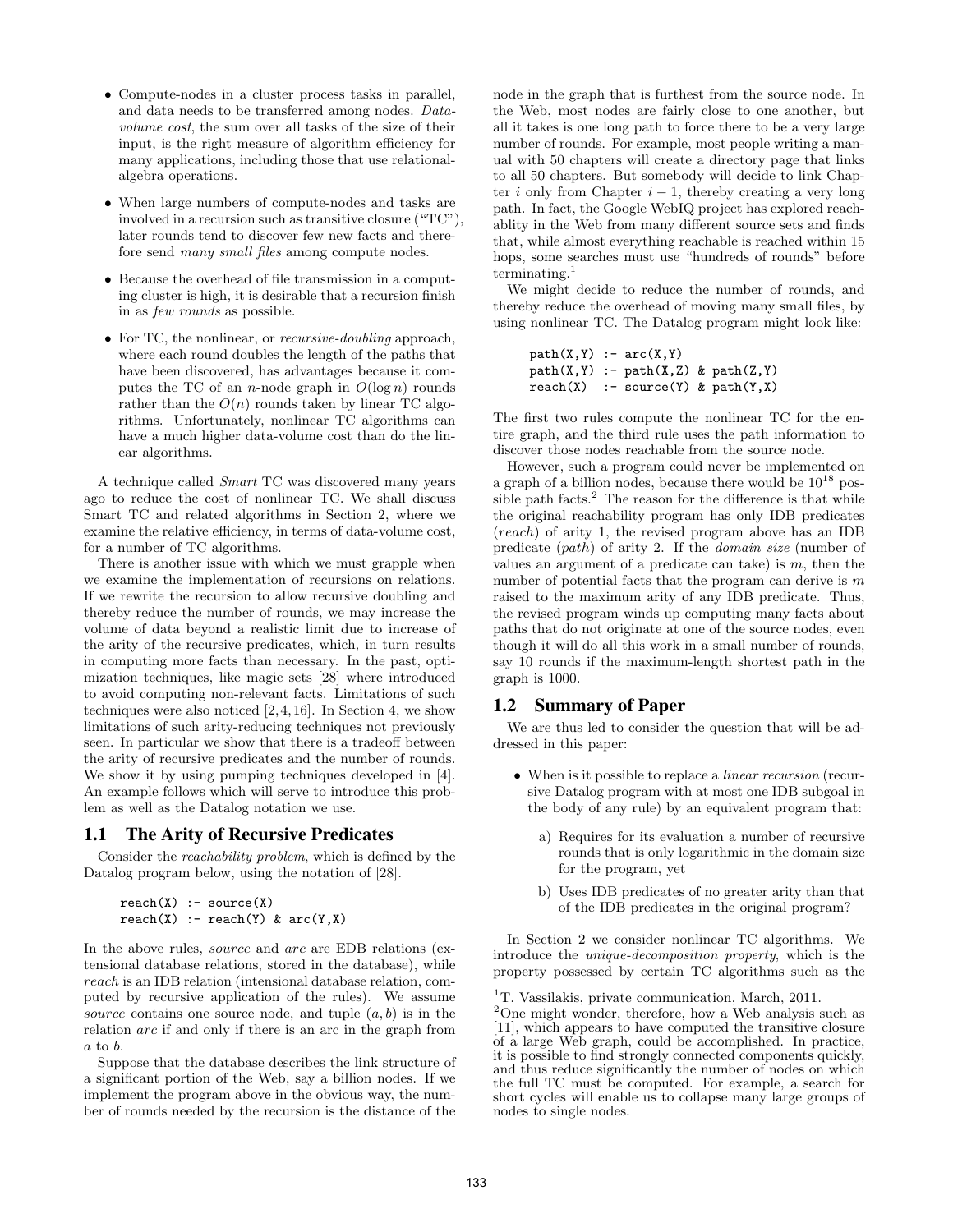- Compute-nodes in a cluster process tasks in parallel, and data needs to be transferred among nodes. *Data-volume cost*, the sum over all tasks of the size of their input, is the right measure of algorithm efficiency for many applications, including those that use relational-algebra operations.
- When large numbers of compute-nodes and tasks are involved in a recursion such as transitive closure ("TC"), later rounds tend to discover few new facts and therefore send *many small files* among compute nodes.
- Because the overhead of file transmission in a computing cluster is high, it is desirable that a recursion finish in as *few rounds* as possible.
- For TC, the nonlinear, or *recursive-doubling* approach, where each round doubles the length of the paths that have been discovered, has advantages because it computes the TC of an $n$-node graph in $O(\log n)$ rounds rather than the $O(n)$ rounds taken by linear TC algorithms. Unfortunately, nonlinear TC algorithms can have a much higher data-volume cost than do the linear algorithms.

A technique called *Smart* TC was discovered many years ago to reduce the cost of nonlinear TC. We shall discuss Smart TC and related algorithms in Section 2, where we examine the relative efficiency, in terms of data-volume cost, for a number of TC algorithms.

There is another issue with which we must grapple when we examine the implementation of recursions on relations. If we rewrite the recursion to allow recursive doubling and thereby reduce the number of rounds, we may increase the volume of data beyond a realistic limit due to increase of the arity of the recursive predicates, which, in turn results in computing more facts than necessary. In the past, optimization techniques, like magic sets [28] where introduced to avoid computing non-relevant facts. Limitations of such techniques were also noticed [2, 4, 16]. In Section 4, we show limitations of such arity-reducing techniques not previously seen. In particular we show that there is a tradeoff between the arity of recursive predicates and the number of rounds. We show it by using pumping techniques developed in [4]. An example follows which will serve to introduce this problem as well as the Datalog notation we use.

## 1.1 The Arity of Recursive Predicates

Consider the *reachability problem*, which is defined by the Datalog program below, using the notation of [28].

```
reach(X) :- source(X)
reach(X) :- reach(Y) & arc(Y,X)
```

In the above rules, *source* and *arc* are EDB relations (extensional database relations, stored in the database), while *reach* is an IDB relation (intensional database relation, computed by recursive application of the rules). We assume *source* contains one source node, and tuple $(a, b)$ is in the relation *arc* if and only if there is an arc in the graph from $a$ to $b$.

Suppose that the database describes the link structure of a significant portion of the Web, say a billion nodes. If we implement the program above in the obvious way, the number of rounds needed by the recursion is the distance of the node in the graph that is furthest from the source node. In the Web, most nodes are fairly close to one another, but all it takes is one long path to force there to be a very large number of rounds. For example, most people writing a manual with 50 chapters will create a directory page that links to all 50 chapters. But somebody will decide to link Chapter $i$ only from Chapter $i - 1$, thereby creating a very long path. In fact, the Google WebIQ project has explored reachablity in the Web from many different source sets and finds that, while almost everything reachable is reached within 15 hops, some searches must use "hundreds of rounds" before terminating.[1]

We might decide to reduce the number of rounds, and thereby reduce the overhead of moving many small files, by using nonlinear TC. The Datalog program might look like:

```
path(X,Y) :- arc(X,Y)
path(X,Y) :- path(X,Z) & path(Z,Y)
reach(X)  :- source(Y) & path(Y,X)
```

The first two rules compute the nonlinear TC for the entire graph, and the third rule uses the path information to discover those nodes reachable from the source node.

However, such a program could never be implemented on a graph of a billion nodes, because there would be $10^{18}$ possible path facts.[2] The reason for the difference is that while the original reachability program has only IDB predicates (*reach*) of arity 1, the revised program above has an IDB predicate (*path*) of arity 2. If the *domain size* (number of values an argument of a predicate can take) is $m$, then the number of potential facts that the program can derive is $m$ raised to the maximum arity of any IDB predicate. Thus, the revised program winds up computing many facts about paths that do not originate at one of the source nodes, even though it will do all this work in a small number of rounds, say 10 rounds if the maximum-length shortest path in the graph is 1000.

## 1.2 Summary of Paper

We are thus led to consider the question that will be addressed in this paper:

- When is it possible to replace a *linear recursion* (recursive Datalog program with at most one IDB subgoal in the body of any rule) by an equivalent program that:
  - a) Requires for its evaluation a number of recursive rounds that is only logarithmic in the domain size for the program, yet
  - b) Uses IDB predicates of no greater arity than that of the IDB predicates in the original program?

In Section 2 we consider nonlinear TC algorithms. We introduce the *unique-decomposition property*, which is the property possessed by certain TC algorithms such as the

[1] T. Vassilakis, private communication, March, 2011.

[2] One might wonder, therefore, how a Web analysis such as [11], which appears to have computed the transitive closure of a large Web graph, could be accomplished. In practice, it is possible to find strongly connected components quickly, and thus reduce significantly the number of nodes on which the full TC must be computed. For example, a search for short cycles will enable us to collapse many large groups of nodes to single nodes.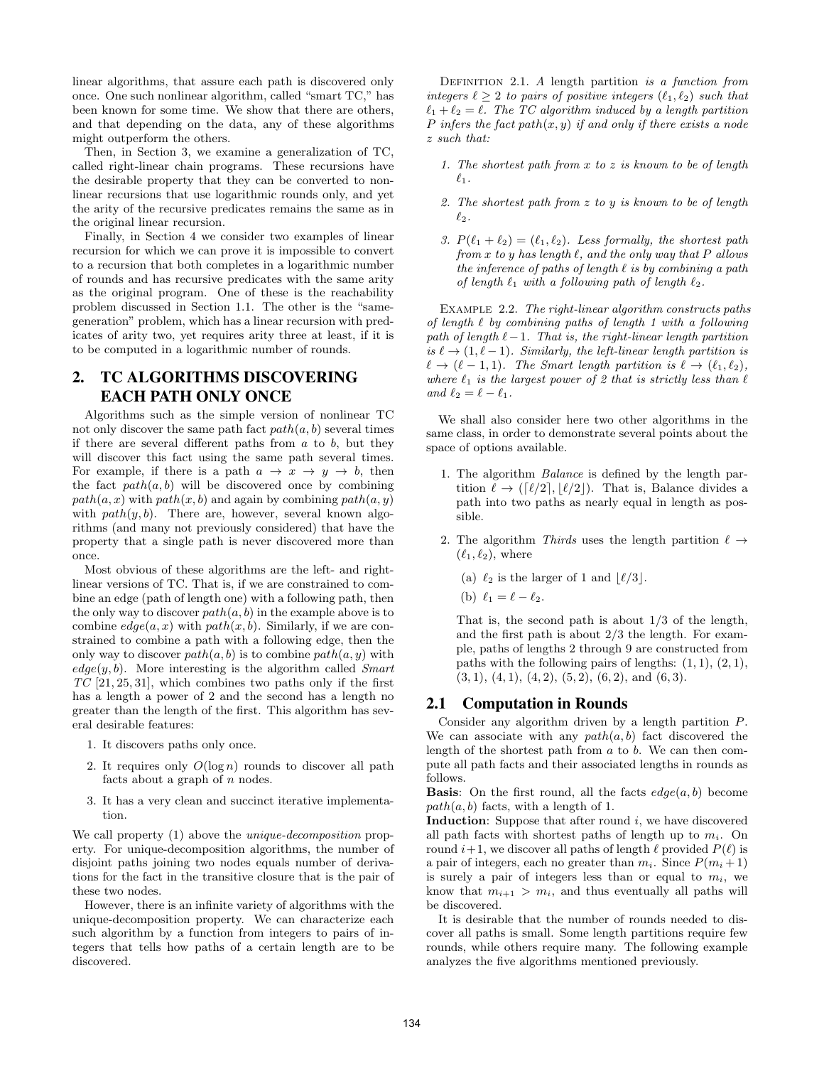linear algorithms, that assure each path is discovered only once. One such nonlinear algorithm, called "smart TC," has been known for some time. We show that there are others, and that depending on the data, any of these algorithms might outperform the others.

Then, in Section 3, we examine a generalization of TC, called right-linear chain programs. These recursions have the desirable property that they can be converted to nonlinear recursions that use logarithmic rounds only, and yet the arity of the recursive predicates remains the same as in the original linear recursion.

Finally, in Section 4 we consider two examples of linear recursion for which we can prove it is impossible to convert to a recursion that both completes in a logarithmic number of rounds and has recursive predicates with the same arity as the original program. One of these is the reachability problem discussed in Section 1.1. The other is the "same-generation" problem, which has a linear recursion with predicates of arity two, yet requires arity three at least, if it is to be computed in a logarithmic number of rounds.

## 2. TC ALGORITHMS DISCOVERING EACH PATH ONLY ONCE

Algorithms such as the simple version of nonlinear TC not only discover the same path fact $path(a, b)$ several times if there are several different paths from $a$ to $b$, but they will discover this fact using the same path several times. For example, if there is a path $a \to x \to y \to b$, then the fact $path(a, b)$ will be discovered once by combining $path(a, x)$ with $path(x, b)$ and again by combining $path(a, y)$ with $path(y, b)$. There are, however, several known algorithms (and many not previously considered) that have the property that a single path is never discovered more than once.

Most obvious of these algorithms are the left- and right-linear versions of TC. That is, if we are constrained to combine an edge (path of length one) with a following path, then the only way to discover $path(a, b)$ in the example above is to combine $edge(a, x)$ with $path(x, b)$. Similarly, if we are constrained to combine a path with a following edge, then the only way to discover $path(a, b)$ is to combine $path(a, y)$ with $edge(y, b)$. More interesting is the algorithm called *Smart TC* [21, 25, 31], which combines two paths only if the first has a length a power of 2 and the second has a length no greater than the length of the first. This algorithm has several desirable features:

1. It discovers paths only once.
2. It requires only $O(\log n)$ rounds to discover all path facts about a graph of $n$ nodes.
3. It has a very clean and succinct iterative implementation.

We call property (1) above the *unique-decomposition* property. For unique-decomposition algorithms, the number of disjoint paths joining two nodes equals number of derivations for the fact in the transitive closure that is the pair of these two nodes.

However, there is an infinite variety of algorithms with the unique-decomposition property. We can characterize each such algorithm by a function from integers to pairs of integers that tells how paths of a certain length are to be discovered.

Definition 2.1. *A length partition is a function from integers $\ell \geq 2$ to pairs of positive integers $(\ell_1, \ell_2)$ such that $\ell_1 + \ell_2 = \ell$. The TC algorithm induced by a length partition $P$ infers the fact $path(x, y)$ if and only if there exists a node $z$ such that:*

1. *The shortest path from $x$ to $z$ is known to be of length $\ell_1$.*
2. *The shortest path from $z$ to $y$ is known to be of length $\ell_2$.*
3. *$P(\ell_1 + \ell_2) = (\ell_1, \ell_2)$. Less formally, the shortest path from $x$ to $y$ has length $\ell$, and the only way that $P$ allows the inference of paths of length $\ell$ is by combining a path of length $\ell_1$ with a following path of length $\ell_2$.*

Example 2.2. *The right-linear algorithm constructs paths of length $\ell$ by combining paths of length 1 with a following path of length $\ell - 1$. That is, the right-linear length partition is $\ell \to (1, \ell - 1)$. Similarly, the left-linear length partition is $\ell \to (\ell - 1, 1)$. The Smart length partition is $\ell \to (\ell_1, \ell_2)$, where $\ell_1$ is the largest power of 2 that is strictly less than $\ell$ and $\ell_2 = \ell - \ell_1$.*

We shall also consider here two other algorithms in the same class, in order to demonstrate several points about the space of options available.

1. The algorithm *Balance* is defined by the length partition $\ell \to (\lceil \ell/2 \rceil, \lfloor \ell/2 \rfloor)$. That is, Balance divides a path into two paths as nearly equal in length as possible.
2. The algorithm *Thirds* uses the length partition $\ell \to (\ell_1, \ell_2)$, where
   (a) $\ell_2$ is the larger of 1 and $\lfloor \ell/3 \rfloor$.
   (b) $\ell_1 = \ell - \ell_2$.

   That is, the second path is about 1/3 of the length, and the first path is about 2/3 the length. For example, paths of lengths 2 through 9 are constructed from paths with the following pairs of lengths: $(1, 1)$, $(2, 1)$, $(3, 1)$, $(4, 1)$, $(4, 2)$, $(5, 2)$, $(6, 2)$, and $(6, 3)$.

### 2.1 Computation in Rounds

Consider any algorithm driven by a length partition $P$. We can associate with any $path(a, b)$ fact discovered the length of the shortest path from $a$ to $b$. We can then compute all path facts and their associated lengths in rounds as follows.

**Basis**: On the first round, all the facts $edge(a, b)$ become $path(a, b)$ facts, with a length of 1.

**Induction**: Suppose that after round $i$, we have discovered all path facts with shortest paths of length up to $m_i$. On round $i+1$, we discover all paths of length $\ell$ provided $P(\ell)$ is a pair of integers, each no greater than $m_i$. Since $P(m_i + 1)$ is surely a pair of integers less than or equal to $m_i$, we know that $m_{i+1} > m_i$, and thus eventually all paths will be discovered.

It is desirable that the number of rounds needed to discover all paths is small. Some length partitions require few rounds, while others require many. The following example analyzes the five algorithms mentioned previously.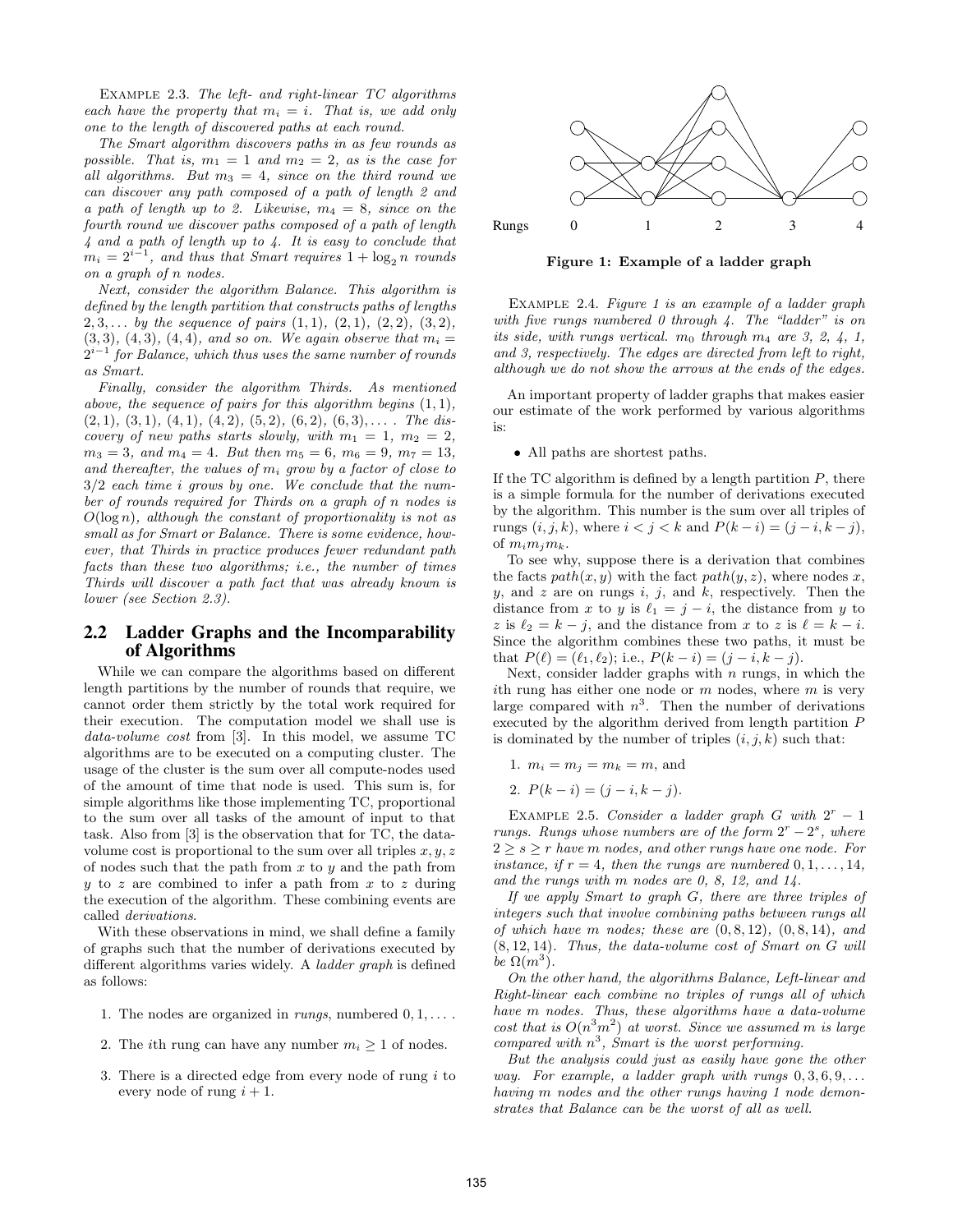Example 2.3. *The left- and right-linear TC algorithms each have the property that $m_i = i$. That is, we add only one to the length of discovered paths at each round.*

*The Smart algorithm discovers paths in as few rounds as possible. That is, $m_1 = 1$ and $m_2 = 2$, as is the case for all algorithms. But $m_3 = 4$, since on the third round we can discover any path composed of a path of length 2 and a path of length up to 2. Likewise, $m_4 = 8$, since on the fourth round we discover paths composed of a path of length 4 and a path of length up to 4. It is easy to conclude that $m_i = 2^{i-1}$, and thus that Smart requires $1 + \log_2 n$ rounds on a graph of $n$ nodes.*

*Next, consider the algorithm Balance. This algorithm is defined by the length partition that constructs paths of lengths $2, 3, \ldots$ by the sequence of pairs $(1,1)$, $(2,1)$, $(2,2)$, $(3,2)$, $(3,3)$, $(4,3)$, $(4,4)$, and so on. We again observe that $m_i = 2^{i-1}$ for Balance, which thus uses the same number of rounds as Smart.*

*Finally, consider the algorithm Thirds. As mentioned above, the sequence of pairs for this algorithm begins $(1,1)$, $(2,1)$, $(3,1)$, $(4,1)$, $(4,2)$, $(5,2)$, $(6,2)$, $(6,3), \ldots$. The discovery of new paths starts slowly, with $m_1 = 1$, $m_2 = 2$, $m_3 = 3$, and $m_4 = 4$. But then $m_5 = 6$, $m_6 = 9$, $m_7 = 13$, and thereafter, the values of $m_i$ grow by a factor of close to $3/2$ each time $i$ grows by one. We conclude that the number of rounds required for Thirds on a graph of $n$ nodes is $O(\log n)$, although the constant of proportionality is not as small as for Smart or Balance. There is some evidence, however, that Thirds in practice produces fewer redundant path facts than these two algorithms; i.e., the number of times Thirds will discover a path fact that was already known is lower (see Section 2.3).*

## 2.2 Ladder Graphs and the Incomparability of Algorithms

While we can compare the algorithms based on different length partitions by the number of rounds that require, we cannot order them strictly by the total work required for their execution. The computation model we shall use is *data-volume cost* from [3]. In this model, we assume TC algorithms are to be executed on a computing cluster. The usage of the cluster is the sum over all compute-nodes used of the amount of time that node is used. This sum is, for simple algorithms like those implementing TC, proportional to the sum over all tasks of the amount of input to that task. Also from [3] is the observation that for TC, the data-volume cost is proportional to the sum over all triples $x, y, z$ of nodes such that the path from $x$ to $y$ and the path from $y$ to $z$ are combined to infer a path from $x$ to $z$ during the execution of the algorithm. These combining events are called *derivations*.

With these observations in mind, we shall define a family of graphs such that the number of derivations executed by different algorithms varies widely. A *ladder graph* is defined as follows:

1. The nodes are organized in *rungs*, numbered $0, 1, \ldots$.
2. The $i$th rung can have any number $m_i \geq 1$ of nodes.
3. There is a directed edge from every node of rung $i$ to every node of rung $i + 1$.

Rungs 0 1 2 3 4

**Figure 1: Example of a ladder graph**

Example 2.4. *Figure 1 is an example of a ladder graph with five rungs numbered 0 through 4. The "ladder" is on its side, with rungs vertical. $m_0$ through $m_4$ are 3, 2, 4, 1, and 3, respectively. The edges are directed from left to right, although we do not show the arrows at the ends of the edges.*

An important property of ladder graphs that makes easier our estimate of the work performed by various algorithms is:

- All paths are shortest paths.

If the TC algorithm is defined by a length partition $P$, there is a simple formula for the number of derivations executed by the algorithm. This number is the sum over all triples of rungs $(i, j, k)$, where $i < j < k$ and $P(k - i) = (j - i, k - j)$, of $m_i m_j m_k$.

To see why, suppose there is a derivation that combines the facts $path(x, y)$ with the fact $path(y, z)$, where nodes $x$, $y$, and $z$ are on rungs $i$, $j$, and $k$, respectively. Then the distance from $x$ to $y$ is $\ell_1 = j - i$, the distance from $y$ to $z$ is $\ell_2 = k - j$, and the distance from $x$ to $z$ is $\ell = k - i$. Since the algorithm combines these two paths, it must be that $P(\ell) = (\ell_1, \ell_2)$; i.e., $P(k - i) = (j - i, k - j)$.

Next, consider ladder graphs with $n$ rungs, in which the $i$th rung has either one node or $m$ nodes, where $m$ is very large compared with $n^3$. Then the number of derivations executed by the algorithm derived from length partition $P$ is dominated by the number of triples $(i, j, k)$ such that:

1. $m_i = m_j = m_k = m$, and
2. $P(k - i) = (j - i, k - j)$.

Example 2.5. *Consider a ladder graph $G$ with $2^r - 1$ rungs. Rungs whose numbers are of the form $2^r - 2^s$, where $2 \geq s \geq r$ have $m$ nodes, and other rungs have one node. For instance, if $r = 4$, then the rungs are numbered $0, 1, \ldots, 14$, and the rungs with $m$ nodes are 0, 8, 12, and 14.*

*If we apply Smart to graph $G$, there are three triples of integers such that involve combining paths between rungs all of which have $m$ nodes; these are $(0, 8, 12)$, $(0, 8, 14)$, and $(8, 12, 14)$. Thus, the data-volume cost of Smart on $G$ will be $\Omega(m^3)$.*

*On the other hand, the algorithms Balance, Left-linear and Right-linear each combine no triples of rungs all of which have $m$ nodes. Thus, these algorithms have a data-volume cost that is $O(n^3 m^2)$ at worst. Since we assumed $m$ is large compared with $n^3$, Smart is the worst performing.*

*But the analysis could just as easily have gone the other way. For example, a ladder graph with rungs $0, 3, 6, 9, \ldots$ having $m$ nodes and the other rungs having 1 node demonstrates that Balance can be the worst of all as well.*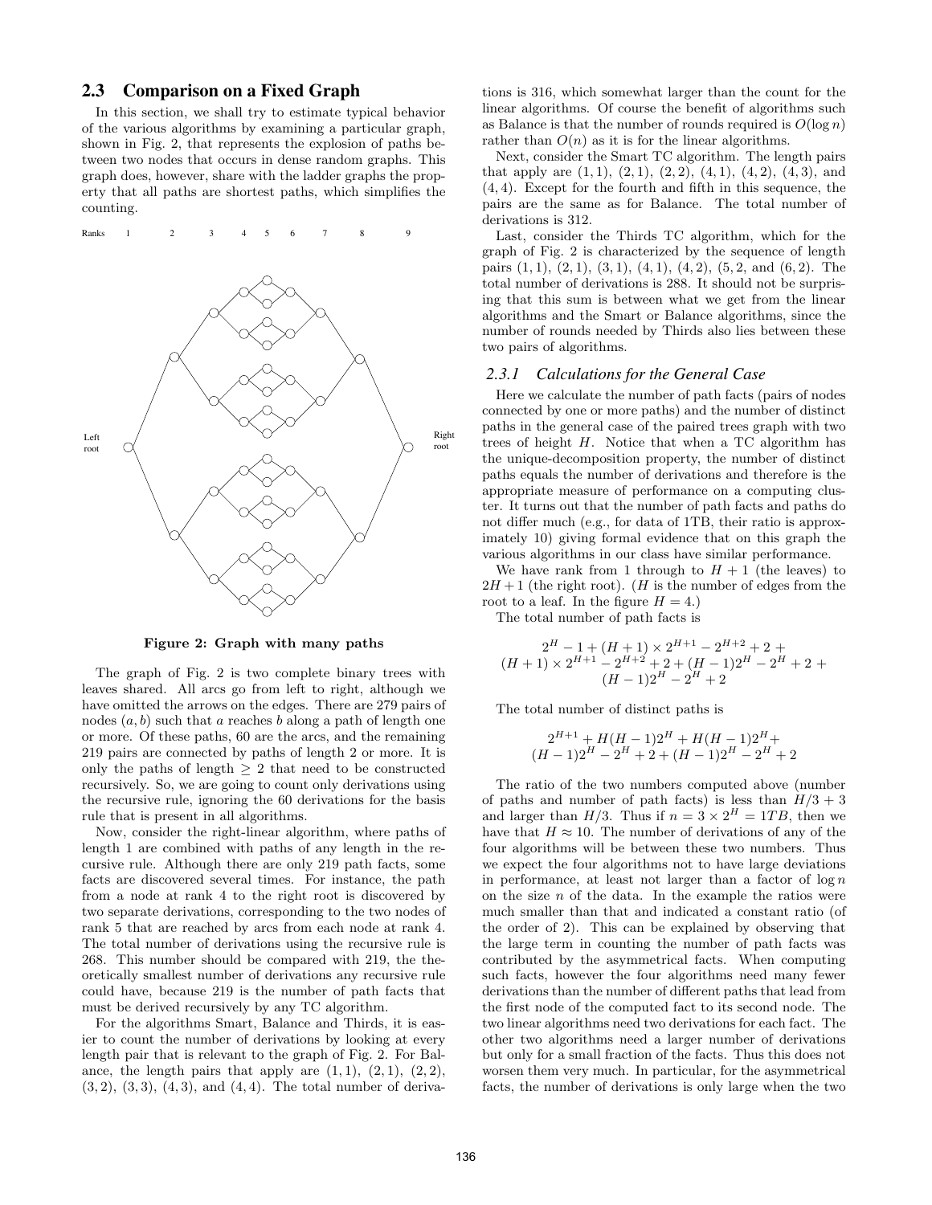## 2.3 Comparison on a Fixed Graph

In this section, we shall try to estimate typical behavior of the various algorithms by examining a particular graph, shown in Fig. 2, that represents the explosion of paths between two nodes that occurs in dense random graphs. This graph does, however, share with the ladder graphs the property that all paths are shortest paths, which simplifies the counting.

Figure 2: Graph with many paths

The graph of Fig. 2 is two complete binary trees with leaves shared. All arcs go from left to right, although we have omitted the arrows on the edges. There are 279 pairs of nodes $(a, b)$ such that $a$ reaches $b$ along a path of length one or more. Of these paths, 60 are the arcs, and the remaining 219 pairs are connected by paths of length 2 or more. It is only the paths of length $\geq 2$ that need to be constructed recursively. So, we are going to count only derivations using the recursive rule, ignoring the 60 derivations for the basis rule that is present in all algorithms.

Now, consider the right-linear algorithm, where paths of length 1 are combined with paths of any length in the recursive rule. Although there are only 219 path facts, some facts are discovered several times. For instance, the path from a node at rank 4 to the right root is discovered by two separate derivations, corresponding to the two nodes of rank 5 that are reached by arcs from each node at rank 4. The total number of derivations using the recursive rule is 268. This number should be compared with 219, the theoretically smallest number of derivations any recursive rule could have, because 219 is the number of path facts that must be derived recursively by any TC algorithm.

For the algorithms Smart, Balance and Thirds, it is easier to count the number of derivations by looking at every length pair that is relevant to the graph of Fig. 2. For Balance, the length pairs that apply are $(1, 1)$, $(2, 1)$, $(2, 2)$, $(3, 2)$, $(3, 3)$, $(4, 3)$, and $(4, 4)$. The total number of derivations is 316, which somewhat larger than the count for the linear algorithms. Of course the benefit of algorithms such as Balance is that the number of rounds required is $O(\log n)$ rather than $O(n)$ as it is for the linear algorithms.

Next, consider the Smart TC algorithm. The length pairs that apply are $(1, 1)$, $(2, 1)$, $(2, 2)$, $(4, 1)$, $(4, 2)$, $(4, 3)$, and $(4, 4)$. Except for the fourth and fifth in this sequence, the pairs are the same as for Balance. The total number of derivations is 312.

Last, consider the Thirds TC algorithm, which for the graph of Fig. 2 is characterized by the sequence of length pairs $(1, 1)$, $(2, 1)$, $(3, 1)$, $(4, 1)$, $(4, 2)$, $(5, 2$, and $(6, 2)$. The total number of derivations is 288. It should not be surprising that this sum is between what we get from the linear algorithms and the Smart or Balance algorithms, since the number of rounds needed by Thirds also lies between these two pairs of algorithms.

### 2.3.1 Calculations for the General Case

Here we calculate the number of path facts (pairs of nodes connected by one or more paths) and the number of distinct paths in the general case of the paired trees graph with two trees of height $H$. Notice that when a TC algorithm has the unique-decomposition property, the number of distinct paths equals the number of derivations and therefore is the appropriate measure of performance on a computing cluster. It turns out that the number of path facts and paths do not differ much (e.g., for data of 1TB, their ratio is approximately 10) giving formal evidence that on this graph the various algorithms in our class have similar performance.

We have rank from 1 through to $H + 1$ (the leaves) to $2H + 1$ (the right root). ($H$ is the number of edges from the root to a leaf. In the figure $H = 4$.)

The total number of path facts is

$$2^H - 1 + (H+1) \times 2^{H+1} - 2^{H+2} + 2 +$$
$$(H+1) \times 2^{H+1} - 2^{H+2} + 2 + (H-1)2^H - 2^H + 2 +$$
$$(H-1)2^H - 2^H + 2$$

The total number of distinct paths is

$$2^{H+1} + H(H-1)2^H + H(H-1)2^H +$$
$$(H-1)2^H - 2^H + 2 + (H-1)2^H - 2^H + 2$$

The ratio of the two numbers computed above (number of paths and number of path facts) is less than $H/3 + 3$ and larger than $H/3$. Thus if $n = 3 \times 2^H = 1TB$, then we have that $H \approx 10$. The number of derivations of any of the four algorithms will be between these two numbers. Thus we expect the four algorithms not to have large deviations in performance, at least not larger than a factor of $\log n$ on the size $n$ of the data. In the example the ratios were much smaller than that and indicated a constant ratio (of the order of 2). This can be explained by observing that the large term in counting the number of path facts was contributed by the asymmetrical facts. When computing such facts, however the four algorithms need many fewer derivations than the number of different paths that lead from the first node of the computed fact to its second node. The two linear algorithms need two derivations for each fact. The other two algorithms need a larger number of derivations but only for a small fraction of the facts. Thus this does not worsen them very much. In particular, for the asymmetrical facts, the number of derivations is only large when the two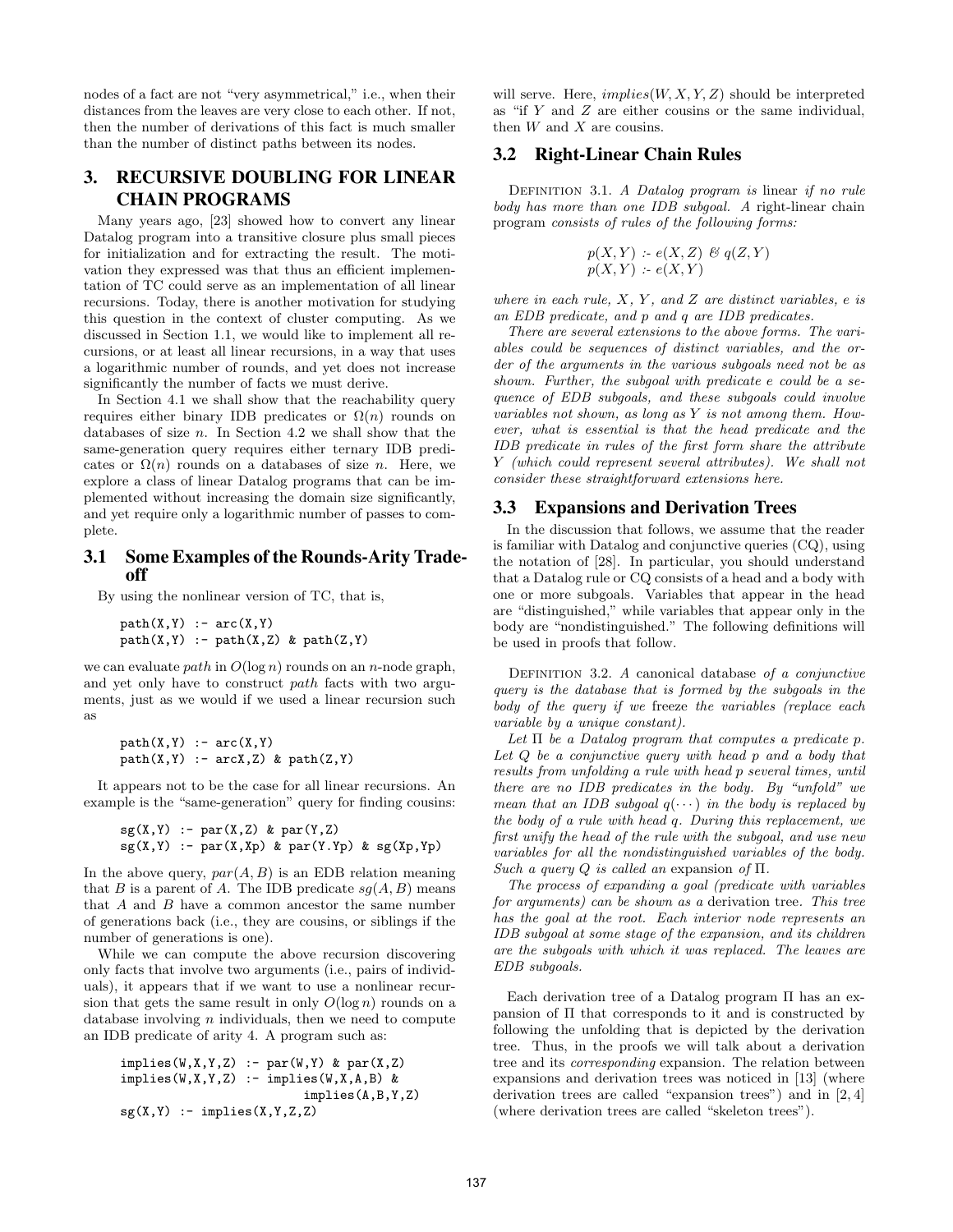nodes of a fact are not "very asymmetrical," i.e., when their distances from the leaves are very close to each other. If not, then the number of derivations of this fact is much smaller than the number of distinct paths between its nodes.

## 3. RECURSIVE DOUBLING FOR LINEAR CHAIN PROGRAMS

Many years ago, [23] showed how to convert any linear Datalog program into a transitive closure plus small pieces for initialization and for extracting the result. The motivation they expressed was that thus an efficient implementation of TC could serve as an implementation of all linear recursions. Today, there is another motivation for studying this question in the context of cluster computing. As we discussed in Section 1.1, we would like to implement all recursions, or at least all linear recursions, in a way that uses a logarithmic number of rounds, and yet does not increase significantly the number of facts we must derive.

In Section 4.1 we shall show that the reachability query requires either binary IDB predicates or $\Omega(n)$ rounds on databases of size $n$. In Section 4.2 we shall show that the same-generation query requires either ternary IDB predicates or $\Omega(n)$ rounds on a databases of size $n$. Here, we explore a class of linear Datalog programs that can be implemented without increasing the domain size significantly, and yet require only a logarithmic number of passes to complete.

### 3.1 Some Examples of the Rounds-Arity Tradeoff

By using the nonlinear version of TC, that is,

```
path(X,Y) :- arc(X,Y)
path(X,Y) :- path(X,Z) & path(Z,Y)
```

we can evaluate *path* in $O(\log n)$ rounds on an $n$-node graph, and yet only have to construct *path* facts with two arguments, just as we would if we used a linear recursion such as

```
path(X,Y) :- arc(X,Y)
path(X,Y) :- arcX,Z) & path(Z,Y)
```

It appears not to be the case for all linear recursions. An example is the "same-generation" query for finding cousins:

```
sg(X,Y) :- par(X,Z) & par(Y,Z)
sg(X,Y) :- par(X,Xp) & par(Y.Yp) & sg(Xp,Yp)
```

In the above query, $par(A, B)$ is an EDB relation meaning that $B$ is a parent of $A$. The IDB predicate $sg(A, B)$ means that $A$ and $B$ have a common ancestor the same number of generations back (i.e., they are cousins, or siblings if the number of generations is one).

While we can compute the above recursion discovering only facts that involve two arguments (i.e., pairs of individuals), it appears that if we want to use a nonlinear recursion that gets the same result in only $O(\log n)$ rounds on a database involving $n$ individuals, then we need to compute an IDB predicate of arity 4. A program such as:

```
implies(W,X,Y,Z) :- par(W,Y) & par(X,Z)
implies(W,X,Y,Z) :- implies(W,X,A,B) &
                        implies(A,B,Y,Z)
sg(X,Y) :- implies(X,Y,Z,Z)
```

will serve. Here, $implies(W, X, Y, Z)$ should be interpreted as "if $Y$ and $Z$ are either cousins or the same individual, then $W$ and $X$ are cousins.

### 3.2 Right-Linear Chain Rules

Definition 3.1. *A Datalog program is* linear *if no rule body has more than one IDB subgoal. A* right-linear chain program *consists of rules of the following forms:*

$$p(X, Y) :- e(X, Z) \;\&\; q(Z, Y)$$
$$p(X, Y) :- e(X, Y)$$

*where in each rule, $X$, $Y$, and $Z$ are distinct variables, $e$ is an EDB predicate, and $p$ and $q$ are IDB predicates.*

*There are several extensions to the above forms. The variables could be sequences of distinct variables, and the order of the arguments in the various subgoals need not be as shown. Further, the subgoal with predicate $e$ could be a sequence of EDB subgoals, and these subgoals could involve variables not shown, as long as $Y$ is not among them. However, what is essential is that the head predicate and the IDB predicate in rules of the first form share the attribute $Y$ (which could represent several attributes). We shall not consider these straightforward extensions here.*

### 3.3 Expansions and Derivation Trees

In the discussion that follows, we assume that the reader is familiar with Datalog and conjunctive queries (CQ), using the notation of [28]. In particular, you should understand that a Datalog rule or CQ consists of a head and a body with one or more subgoals. Variables that appear in the head are "distinguished," while variables that appear only in the body are "nondistinguished." The following definitions will be used in proofs that follow.

Definition 3.2. *A* canonical database *of a conjunctive query is the database that is formed by the subgoals in the body of the query if we* freeze *the variables (replace each variable by a unique constant).*

*Let $\Pi$ be a Datalog program that computes a predicate $p$. Let $Q$ be a conjunctive query with head $p$ and a body that results from unfolding a rule with head $p$ several times, until there are no IDB predicates in the body. By "unfold" we mean that an IDB subgoal $q(\cdots)$ in the body is replaced by the body of a rule with head $q$. During this replacement, we first unify the head of the rule with the subgoal, and use new variables for all the nondistinguished variables of the body. Such a query $Q$ is called an* expansion *of $\Pi$.*

*The process of expanding a goal (predicate with variables for arguments) can be shown as a* derivation tree*. This tree has the goal at the root. Each interior node represents an IDB subgoal at some stage of the expansion, and its children are the subgoals with which it was replaced. The leaves are EDB subgoals.*

Each derivation tree of a Datalog program $\Pi$ has an expansion of $\Pi$ that corresponds to it and is constructed by following the unfolding that is depicted by the derivation tree. Thus, in the proofs we will talk about a derivation tree and its *corresponding* expansion. The relation between expansions and derivation trees was noticed in [13] (where derivation trees are called "expansion trees") and in [2, 4] (where derivation trees are called "skeleton trees").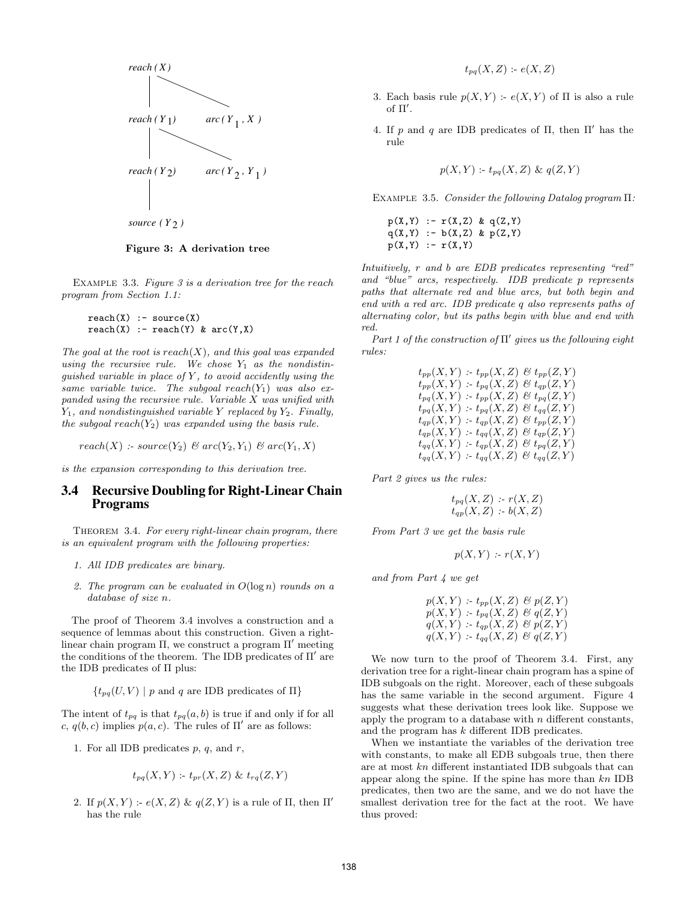reach ( X )

reach ( $Y_1$ )  arc ( $Y_1$ , X )

reach ( $Y_2$ )  arc ( $Y_2$ , $Y_1$ )

source ( $Y_2$ )

**Figure 3: A derivation tree**

Example 3.3. *Figure 3 is a derivation tree for the reach program from Section 1.1:*

```
reach(X) :- source(X)
reach(X) :- reach(Y) & arc(Y,X)
```

*The goal at the root is $reach(X)$, and this goal was expanded using the recursive rule. We chose $Y_1$ as the nondistinguished variable in place of $Y$, to avoid accidently using the same variable twice. The subgoal $reach(Y_1)$ was also expanded using the recursive rule. Variable $X$ was unified with $Y_1$, and nondistinguished variable $Y$ replaced by $Y_2$. Finally, the subgoal $reach(Y_2)$ was expanded using the basis rule.*

$$reach(X) \text{ :- } source(Y_2) \ \& \ arc(Y_2, Y_1) \ \& \ arc(Y_1, X)$$

*is the expansion corresponding to this derivation tree.*

## 3.4 Recursive Doubling for Right-Linear Chain Programs

Theorem 3.4. *For every right-linear chain program, there is an equivalent program with the following properties:*

1. *All IDB predicates are binary.*
2. *The program can be evaluated in $O(\log n)$ rounds on a database of size $n$.*

The proof of Theorem 3.4 involves a construction and a sequence of lemmas about this construction. Given a right-linear chain program $\Pi$, we construct a program $\Pi'$ meeting the conditions of the theorem. The IDB predicates of $\Pi'$ are the IDB predicates of $\Pi$ plus:

$$\{t_{pq}(U, V) \mid p \text{ and } q \text{ are IDB predicates of } \Pi\}$$

The intent of $t_{pq}$ is that $t_{pq}(a, b)$ is true if and only if for all $c$, $q(b, c)$ implies $p(a, c)$. The rules of $\Pi'$ are as follows:

1. For all IDB predicates $p$, $q$, and $r$,

$$t_{pq}(X, Y) \text{ :- } t_{pr}(X, Z) \ \& \ t_{rq}(Z, Y)$$

2. If $p(X, Y) \text{ :- } e(X, Z) \ \& \ q(Z, Y)$ is a rule of $\Pi$, then $\Pi'$ has the rule

$$t_{pq}(X, Z) \text{ :- } e(X, Z)$$

3. Each basis rule $p(X, Y) \text{ :- } e(X, Y)$ of $\Pi$ is also a rule of $\Pi'$.
4. If $p$ and $q$ are IDB predicates of $\Pi$, then $\Pi'$ has the rule

$$p(X, Y) \text{ :- } t_{pq}(X, Z) \ \& \ q(Z, Y)$$

Example 3.5. *Consider the following Datalog program $\Pi$:*

```
p(X,Y) :- r(X,Z) & q(Z,Y)
q(X,Y) :- b(X,Z) & p(Z,Y)
p(X,Y) :- r(X,Y)
```

*Intuitively, $r$ and $b$ are EDB predicates representing "red" and "blue" arcs, respectively. IDB predicate $p$ represents paths that alternate red and blue arcs, but both begin and end with a red arc. IDB predicate $q$ also represents paths of alternating color, but its paths begin with blue and end with red.*

*Part 1 of the construction of $\Pi'$ gives us the following eight rules:*

$$
\begin{aligned}
t_{pp}(X, Y) &\text{ :- } t_{pp}(X, Z) \ \& \ t_{pp}(Z, Y) \\
t_{pp}(X, Y) &\text{ :- } t_{pq}(X, Z) \ \& \ t_{qp}(Z, Y) \\
t_{pq}(X, Y) &\text{ :- } t_{pp}(X, Z) \ \& \ t_{pq}(Z, Y) \\
t_{pq}(X, Y) &\text{ :- } t_{pq}(X, Z) \ \& \ t_{qq}(Z, Y) \\
t_{qp}(X, Y) &\text{ :- } t_{qp}(X, Z) \ \& \ t_{pp}(Z, Y) \\
t_{qp}(X, Y) &\text{ :- } t_{qq}(X, Z) \ \& \ t_{qp}(Z, Y) \\
t_{qq}(X, Y) &\text{ :- } t_{qp}(X, Z) \ \& \ t_{pq}(Z, Y) \\
t_{qq}(X, Y) &\text{ :- } t_{qq}(X, Z) \ \& \ t_{qq}(Z, Y)
\end{aligned}
$$

*Part 2 gives us the rules:*

$$
\begin{aligned}
t_{pq}(X, Z) &\text{ :- } r(X, Z) \\
t_{qp}(X, Z) &\text{ :- } b(X, Z)
\end{aligned}
$$

*From Part 3 we get the basis rule*

$$p(X, Y) \text{ :- } r(X, Y)$$

*and from Part 4 we get*

$$
\begin{aligned}
p(X, Y) &\text{ :- } t_{pp}(X, Z) \ \& \ p(Z, Y) \\
p(X, Y) &\text{ :- } t_{pq}(X, Z) \ \& \ q(Z, Y) \\
q(X, Y) &\text{ :- } t_{qp}(X, Z) \ \& \ p(Z, Y) \\
q(X, Y) &\text{ :- } t_{qq}(X, Z) \ \& \ q(Z, Y)
\end{aligned}
$$

We now turn to the proof of Theorem 3.4. First, any derivation tree for a right-linear chain program has a spine of IDB subgoals on the right. Moreover, each of these subgoals has the same variable in the second argument. Figure 4 suggests what these derivation trees look like. Suppose we apply the program to a database with $n$ different constants, and the program has $k$ different IDB predicates.

When we instantiate the variables of the derivation tree with constants, to make all EDB subgoals true, then there are at most $kn$ different instantiated IDB subgoals that can appear along the spine. If the spine has more than $kn$ IDB predicates, then two are the same, and we do not have the smallest derivation tree for the fact at the root. We have thus proved: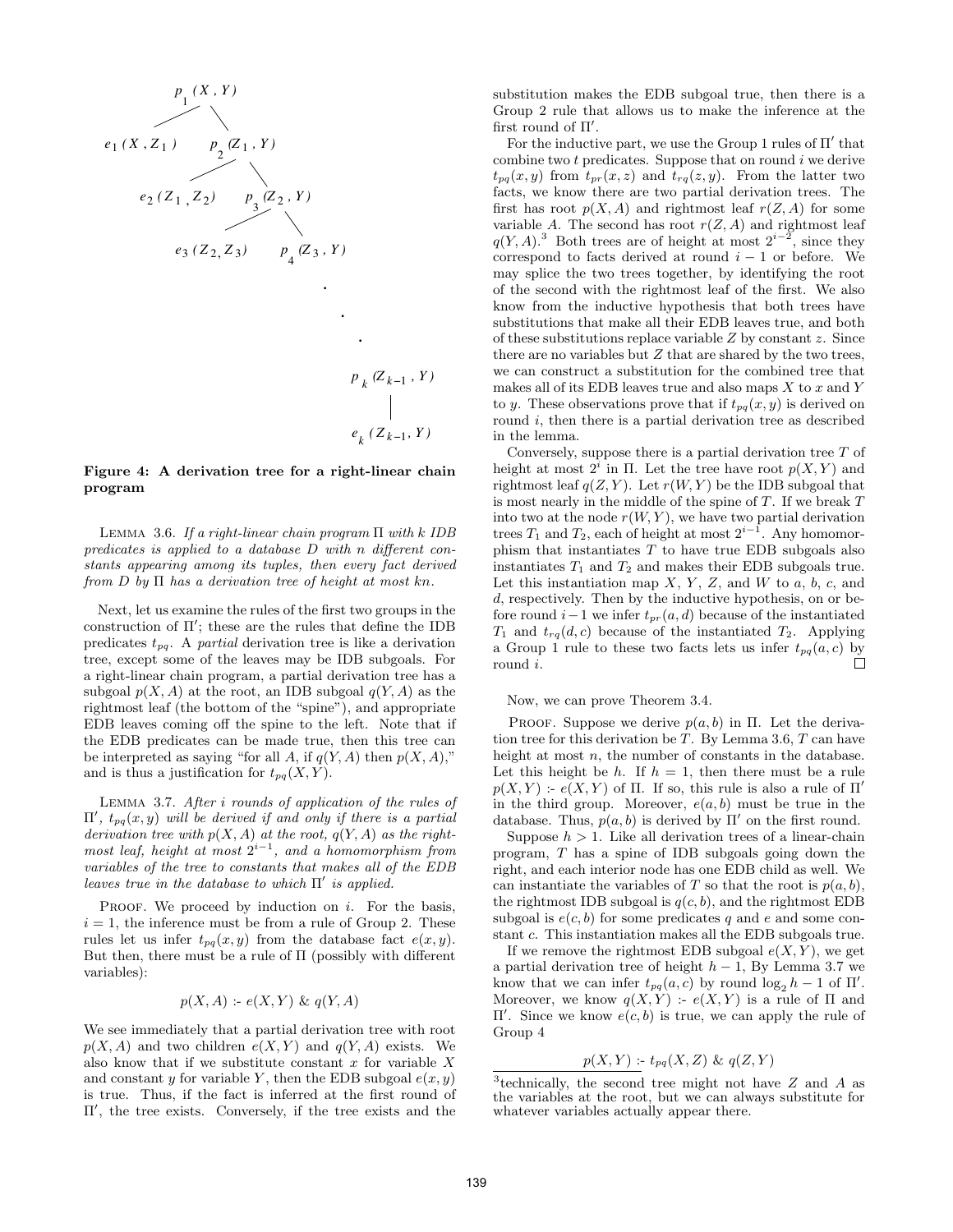Figure 4: A derivation tree for a right-linear chain program

LEMMA 3.6. *If a right-linear chain program $\Pi$ with $k$ IDB predicates is applied to a database $D$ with $n$ different constants appearing among its tuples, then every fact derived from $D$ by $\Pi$ has a derivation tree of height at most $kn$.*

Next, let us examine the rules of the first two groups in the construction of $\Pi'$; these are the rules that define the IDB predicates $t_{pq}$. A *partial* derivation tree is like a derivation tree, except some of the leaves may be IDB subgoals. For a right-linear chain program, a partial derivation tree has a subgoal $p(X, A)$ at the root, an IDB subgoal $q(Y, A)$ as the rightmost leaf (the bottom of the "spine"), and appropriate EDB leaves coming off the spine to the left. Note that if the EDB predicates can be made true, then this tree can be interpreted as saying "for all $A$, if $q(Y, A)$ then $p(X, A)$," and is thus a justification for $t_{pq}(X, Y)$.

LEMMA 3.7. *After $i$ rounds of application of the rules of $\Pi'$, $t_{pq}(x, y)$ will be derived if and only if there is a partial derivation tree with $p(X, A)$ at the root, $q(Y, A)$ as the rightmost leaf, height at most $2^{i-1}$, and a homomorphism from variables of the tree to constants that makes all of the EDB leaves true in the database to which $\Pi'$ is applied.*

PROOF. We proceed by induction on $i$. For the basis, $i = 1$, the inference must be from a rule of Group 2. These rules let us infer $t_{pq}(x, y)$ from the database fact $e(x, y)$. But then, there must be a rule of $\Pi$ (possibly with different variables):

$$p(X, A) \text{ :- } e(X, Y) \ \& \ q(Y, A)$$

We see immediately that a partial derivation tree with root $p(X, A)$ and two children $e(X, Y)$ and $q(Y, A)$ exists. We also know that if we substitute constant $x$ for variable $X$ and constant $y$ for variable $Y$, then the EDB subgoal $e(x, y)$ is true. Thus, if the fact is inferred at the first round of $\Pi'$, the tree exists. Conversely, if the tree exists and the substitution makes the EDB subgoal true, then there is a Group 2 rule that allows us to make the inference at the first round of $\Pi'$.

For the inductive part, we use the Group 1 rules of $\Pi'$ that combine two $t$ predicates. Suppose that on round $i$ we derive $t_{pq}(x, y)$ from $t_{pr}(x, z)$ and $t_{rq}(z, y)$. From the latter two facts, we know there are two partial derivation trees. The first has root $p(X, A)$ and rightmost leaf $r(Z, A)$ for some variable $A$. The second has root $r(Z, A)$ and rightmost leaf $q(Y, A)$.[3] Both trees are of height at most $2^{i-2}$, since they correspond to facts derived at round $i - 1$ or before. We may splice the two trees together, by identifying the root of the second with the rightmost leaf of the first. We also know from the inductive hypothesis that both trees have substitutions that make all their EDB leaves true, and both of these substitutions replace variable $Z$ by constant $z$. Since there are no variables but $Z$ that are shared by the two trees, we can construct a substitution for the combined tree that makes all of its EDB leaves true and also maps $X$ to $x$ and $Y$ to $y$. These observations prove that if $t_{pq}(x, y)$ is derived on round $i$, then there is a partial derivation tree as described in the lemma.

Conversely, suppose there is a partial derivation tree $T$ of height at most $2^i$ in $\Pi$. Let the tree have root $p(X, Y)$ and rightmost leaf $q(Z, Y)$. Let $r(W, Y)$ be the IDB subgoal that is most nearly in the middle of the spine of $T$. If we break $T$ into two at the node $r(W, Y)$, we have two partial derivation trees $T_1$ and $T_2$, each of height at most $2^{i-1}$. Any homomorphism that instantiates $T$ to have true EDB subgoals also instantiates $T_1$ and $T_2$ and makes their EDB subgoals true. Let this instantiation map $X$, $Y$, $Z$, and $W$ to $a$, $b$, $c$, and $d$, respectively. Then by the inductive hypothesis, on or before round $i - 1$ we infer $t_{pr}(a, d)$ because of the instantiated $T_1$ and $t_{rq}(d, c)$ because of the instantiated $T_2$. Applying a Group 1 rule to these two facts lets us infer $t_{pq}(a, c)$ by round $i$. □

Now, we can prove Theorem 3.4.

PROOF. Suppose we derive $p(a, b)$ in $\Pi$. Let the derivation tree for this derivation be $T$. By Lemma 3.6, $T$ can have height at most $n$, the number of constants in the database. Let this height be $h$. If $h = 1$, then there must be a rule $p(X, Y)$ :- $e(X, Y)$ of $\Pi$. If so, this rule is also a rule of $\Pi'$ in the third group. Moreover, $e(a, b)$ must be true in the database. Thus, $p(a, b)$ is derived by $\Pi'$ on the first round.

Suppose $h > 1$. Like all derivation trees of a linear-chain program, $T$ has a spine of IDB subgoals going down the right, and each interior node has one EDB child as well. We can instantiate the variables of $T$ so that the root is $p(a, b)$, the rightmost IDB subgoal is $q(c, b)$, and the rightmost EDB subgoal is $e(c, b)$ for some predicates $q$ and $e$ and some constant $c$. This instantiation makes all the EDB subgoals true.

If we remove the rightmost EDB subgoal $e(X, Y)$, we get a partial derivation tree of height $h - 1$, By Lemma 3.7 we know that we can infer $t_{pq}(a, c)$ by round $\log_2 h - 1$ of $\Pi'$. Moreover, we know $q(X, Y)$ :- $e(X, Y)$ is a rule of $\Pi$ and $\Pi'$. Since we know $e(c, b)$ is true, we can apply the rule of Group 4

$$p(X, Y) \text{ :- } t_{pq}(X, Z) \ \& \ q(Z, Y)$$

[3] technically, the second tree might not have $Z$ and $A$ as the variables at the root, but we can always substitute for whatever variables actually appear there.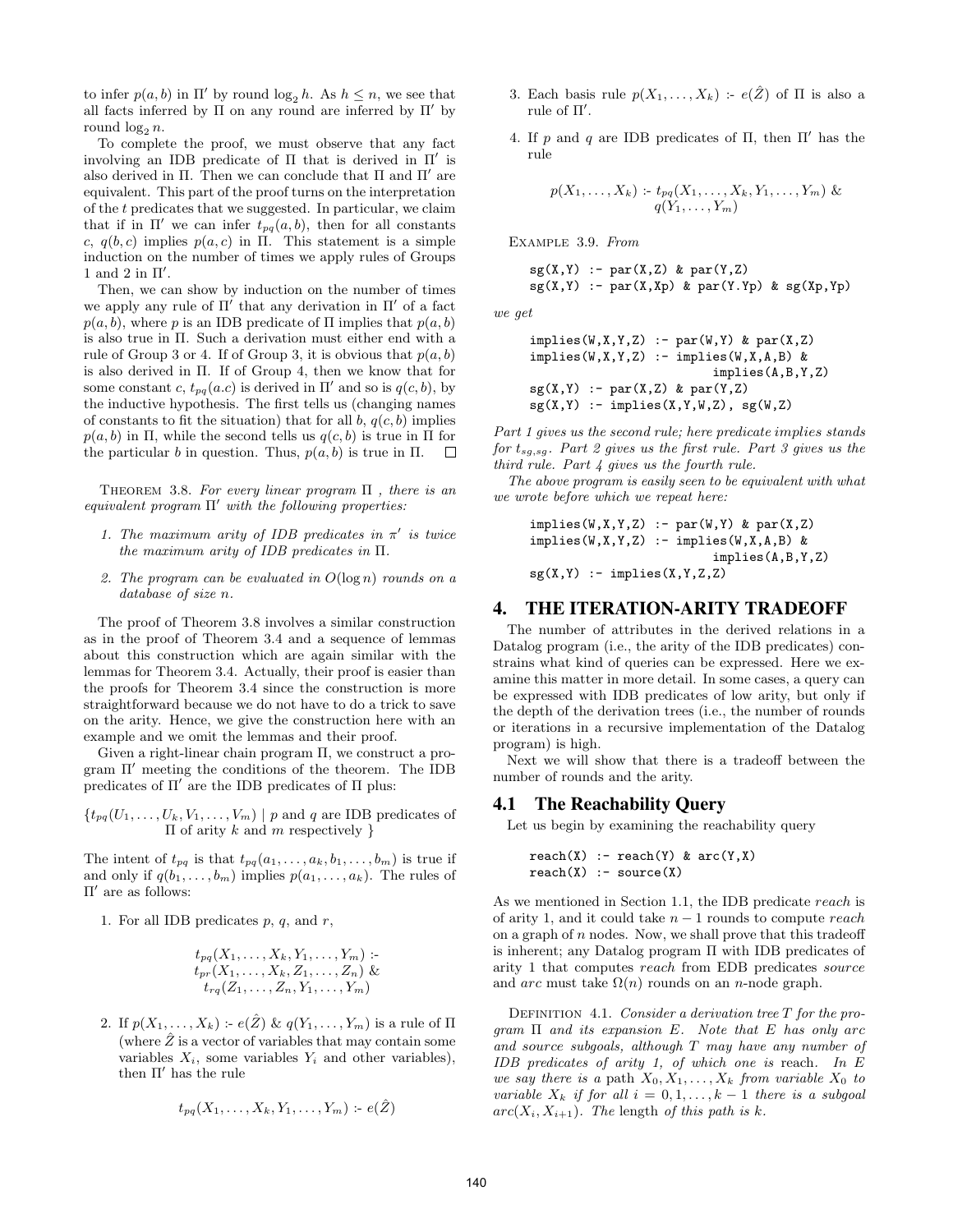to infer $p(a, b)$ in $\Pi'$ by round $\log_2 h$. As $h \leq n$, we see that all facts inferred by $\Pi$ on any round are inferred by $\Pi'$ by round $\log_2 n$.

To complete the proof, we must observe that any fact involving an IDB predicate of $\Pi$ that is derived in $\Pi'$ is also derived in $\Pi$. Then we can conclude that $\Pi$ and $\Pi'$ are equivalent. This part of the proof turns on the interpretation of the $t$ predicates that we suggested. In particular, we claim that if in $\Pi'$ we can infer $t_{pq}(a, b)$, then for all constants $c$, $q(b, c)$ implies $p(a, c)$ in $\Pi$. This statement is a simple induction on the number of times we apply rules of Groups 1 and 2 in $\Pi'$.

Then, we can show by induction on the number of times we apply any rule of $\Pi'$ that any derivation in $\Pi'$ of a fact $p(a, b)$, where $p$ is an IDB predicate of $\Pi$ implies that $p(a, b)$ is also true in $\Pi$. Such a derivation must either end with a rule of Group 3 or 4. If of Group 3, it is obvious that $p(a, b)$ is also derived in $\Pi$. If of Group 4, then we know that for some constant $c$, $t_{pq}(a.c)$ is derived in $\Pi'$ and so is $q(c, b)$, by the inductive hypothesis. The first tells us (changing names of constants to fit the situation) that for all $b$, $q(c, b)$ implies $p(a, b)$ in $\Pi$, while the second tells us $q(c, b)$ is true in $\Pi$ for the particular $b$ in question. Thus, $p(a, b)$ is true in $\Pi$. □

Theorem 3.8. *For every linear program $\Pi$ , there is an equivalent program $\Pi'$ with the following properties:*

1. *The maximum arity of IDB predicates in $\pi'$ is twice the maximum arity of IDB predicates in $\Pi$.*
2. *The program can be evaluated in $O(\log n)$ rounds on a database of size $n$.*

The proof of Theorem 3.8 involves a similar construction as in the proof of Theorem 3.4 and a sequence of lemmas about this construction which are again similar with the lemmas for Theorem 3.4. Actually, their proof is easier than the proofs for Theorem 3.4 since the construction is more straightforward because we do not have to do a trick to save on the arity. Hence, we give the construction here with an example and we omit the lemmas and their proof.

Given a right-linear chain program $\Pi$, we construct a program $\Pi'$ meeting the conditions of the theorem. The IDB predicates of $\Pi'$ are the IDB predicates of $\Pi$ plus:

$\{t_{pq}(U_1, \ldots, U_k, V_1, \ldots, V_m) \mid p$ and $q$ are IDB predicates of $\Pi$ of arity $k$ and $m$ respectively $\}$

The intent of $t_{pq}$ is that $t_{pq}(a_1, \ldots, a_k, b_1, \ldots, b_m)$ is true if and only if $q(b_1, \ldots, b_m)$ implies $p(a_1, \ldots, a_k)$. The rules of $\Pi'$ are as follows:

1. For all IDB predicates $p$, $q$, and $r$,

$$t_{pq}(X_1, \ldots, X_k, Y_1, \ldots, Y_m) \text{ :- } t_{pr}(X_1, \ldots, X_k, Z_1, \ldots, Z_n) \;\&\; t_{rq}(Z_1, \ldots, Z_n, Y_1, \ldots, Y_m)$$

2. If $p(X_1, \ldots, X_k) \text{ :- } e(\hat{Z}) \;\&\; q(Y_1, \ldots, Y_m)$ is a rule of $\Pi$ (where $\hat{Z}$ is a vector of variables that may contain some variables $X_i$, some variables $Y_i$ and other variables), then $\Pi'$ has the rule

$$t_{pq}(X_1, \ldots, X_k, Y_1, \ldots, Y_m) \text{ :- } e(\hat{Z})$$

3. Each basis rule $p(X_1, \ldots, X_k) \text{ :- } e(\hat{Z})$ of $\Pi$ is also a rule of $\Pi'$.

4. If $p$ and $q$ are IDB predicates of $\Pi$, then $\Pi'$ has the rule

$$p(X_1, \ldots, X_k) \text{ :- } t_{pq}(X_1, \ldots, X_k, Y_1, \ldots, Y_m) \;\&\; q(Y_1, \ldots, Y_m)$$

Example 3.9. *From*

```
sg(X,Y) :- par(X,Z) & par(Y,Z)
sg(X,Y) :- par(X,Xp) & par(Y.Yp) & sg(Xp,Yp)
```

*we get*

```
implies(W,X,Y,Z) :- par(W,Y) & par(X,Z)
implies(W,X,Y,Z) :- implies(W,X,A,B) &
                    implies(A,B,Y,Z)
sg(X,Y) :- par(X,Z) & par(Y,Z)
sg(X,Y) :- implies(X,Y,W,Z), sg(W,Z)
```

*Part 1 gives us the second rule; here predicate implies stands for $t_{sg,sg}$. Part 2 gives us the first rule. Part 3 gives us the third rule. Part 4 gives us the fourth rule.*

*The above program is easily seen to be equivalent with what we wrote before which we repeat here:*

```
implies(W,X,Y,Z) :- par(W,Y) & par(X,Z)
implies(W,X,Y,Z) :- implies(W,X,A,B) &
                    implies(A,B,Y,Z)
sg(X,Y) :- implies(X,Y,Z,Z)
```

## 4. THE ITERATION-ARITY TRADEOFF

The number of attributes in the derived relations in a Datalog program (i.e., the arity of the IDB predicates) constrains what kind of queries can be expressed. Here we examine this matter in more detail. In some cases, a query can be expressed with IDB predicates of low arity, but only if the depth of the derivation trees (i.e., the number of rounds or iterations in a recursive implementation of the Datalog program) is high.

Next we will show that there is a tradeoff between the number of rounds and the arity.

### 4.1 The Reachability Query

Let us begin by examining the reachability query

```
reach(X) :- reach(Y) & arc(Y,X)
reach(X) :- source(X)
```

As we mentioned in Section 1.1, the IDB predicate *reach* is of arity 1, and it could take $n - 1$ rounds to compute *reach* on a graph of $n$ nodes. Now, we shall prove that this tradeoff is inherent; any Datalog program $\Pi$ with IDB predicates of arity 1 that computes *reach* from EDB predicates *source* and *arc* must take $\Omega(n)$ rounds on an $n$-node graph.

Definition 4.1. *Consider a derivation tree $T$ for the program $\Pi$ and its expansion $E$. Note that $E$ has only arc and source subgoals, although $T$ may have any number of IDB predicates of arity 1, of which one is* reach. *In $E$ we say there is a* path $X_0, X_1, \ldots, X_k$ *from variable $X_0$ to variable $X_k$ if for all $i = 0, 1, \ldots, k-1$ there is a subgoal $arc(X_i, X_{i+1})$. The* length *of this path is $k$.*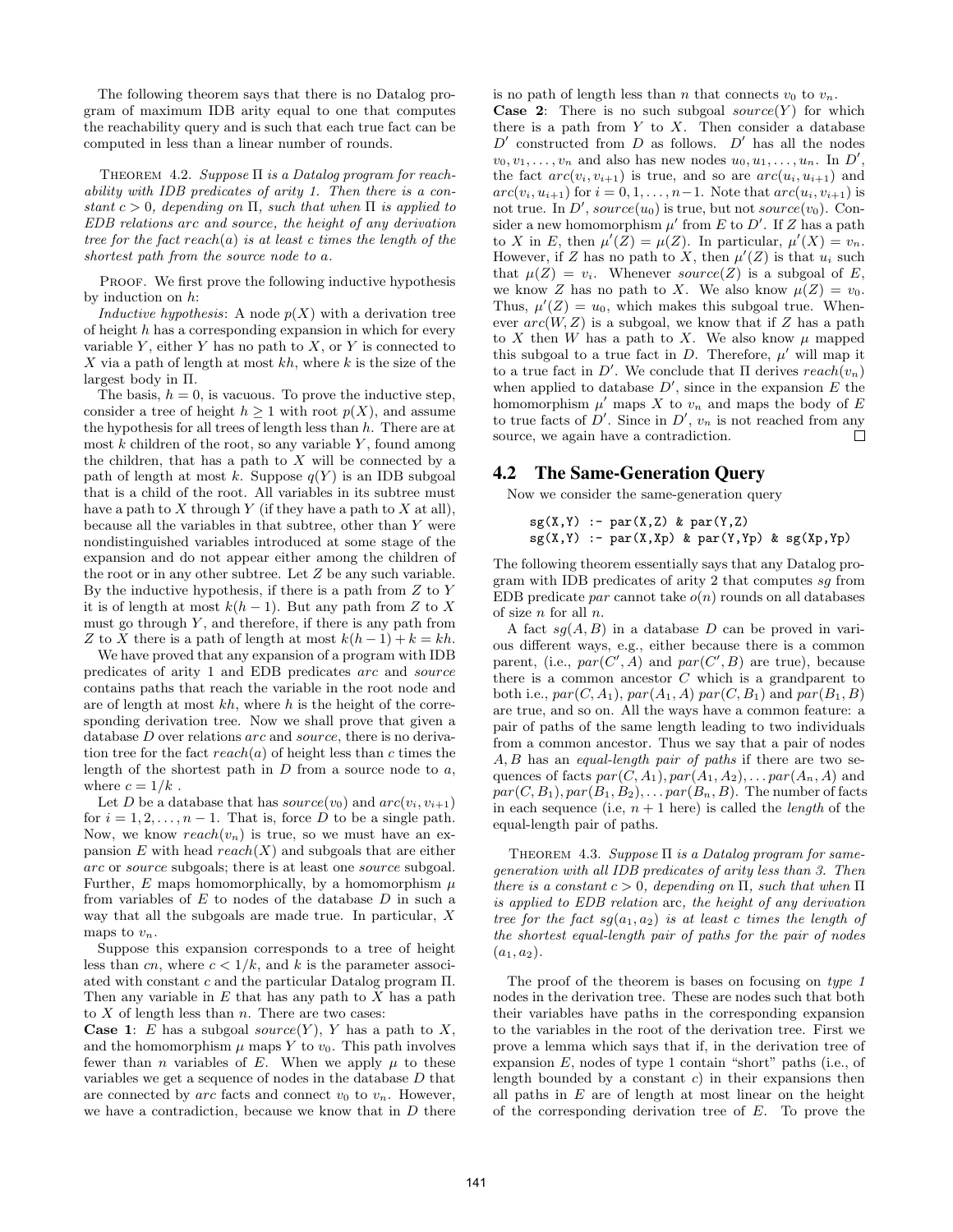The following theorem says that there is no Datalog program of maximum IDB arity equal to one that computes the reachability query and is such that each true fact can be computed in less than a linear number of rounds.

THEOREM 4.2. *Suppose $\Pi$ is a Datalog program for reachability with IDB predicates of arity 1. Then there is a constant $c > 0$, depending on $\Pi$, such that when $\Pi$ is applied to EDB relations arc and source, the height of any derivation tree for the fact reach(a) is at least c times the length of the shortest path from the source node to a.*

PROOF. We first prove the following inductive hypothesis by induction on $h$:

*Inductive hypothesis*: A node $p(X)$ with a derivation tree of height $h$ has a corresponding expansion in which for every variable $Y$, either $Y$ has no path to $X$, or $Y$ is connected to $X$ via a path of length at most $kh$, where $k$ is the size of the largest body in $\Pi$.

The basis, $h = 0$, is vacuous. To prove the inductive step, consider a tree of height $h \geq 1$ with root $p(X)$, and assume the hypothesis for all trees of length less than $h$. There are at most $k$ children of the root, so any variable $Y$, found among the children, that has a path to $X$ will be connected by a path of length at most $k$. Suppose $q(Y)$ is an IDB subgoal that is a child of the root. All variables in its subtree must have a path to $X$ through $Y$ (if they have a path to $X$ at all), because all the variables in that subtree, other than $Y$ were nondistinguished variables introduced at some stage of the expansion and do not appear either among the children of the root or in any other subtree. Let $Z$ be any such variable. By the inductive hypothesis, if there is a path from $Z$ to $Y$ it is of length at most $k(h-1)$. But any path from $Z$ to $X$ must go through $Y$, and therefore, if there is any path from $Z$ to $X$ there is a path of length at most $k(h-1)+k = kh$.

We have proved that any expansion of a program with IDB predicates of arity 1 and EDB predicates *arc* and *source* contains paths that reach the variable in the root node and are of length at most $kh$, where $h$ is the height of the corresponding derivation tree. Now we shall prove that given a database $D$ over relations *arc* and *source*, there is no derivation tree for the fact $reach(a)$ of height less than $c$ times the length of the shortest path in $D$ from a source node to $a$, where $c = 1/k$ .

Let $D$ be a database that has $source(v_0)$ and $arc(v_i, v_{i+1})$ for $i = 1, 2, \ldots, n-1$. That is, force $D$ to be a single path. Now, we know $reach(v_n)$ is true, so we must have an expansion $E$ with head $reach(X)$ and subgoals that are either *arc* or *source* subgoals; there is at least one *source* subgoal. Further, $E$ maps homomorphically, by a homomorphism $\mu$ from variables of $E$ to nodes of the database $D$ in such a way that all the subgoals are made true. In particular, $X$ maps to $v_n$.

Suppose this expansion corresponds to a tree of height less than $cn$, where $c < 1/k$, and $k$ is the parameter associated with constant $c$ and the particular Datalog program $\Pi$. Then any variable in $E$ that has any path to $X$ has a path to $X$ of length less than $n$. There are two cases:

**Case 1**: $E$ has a subgoal $source(Y)$, $Y$ has a path to $X$, and the homomorphism $\mu$ maps $Y$ to $v_0$. This path involves fewer than $n$ variables of $E$. When we apply $\mu$ to these variables we get a sequence of nodes in the database $D$ that are connected by *arc* facts and connect $v_0$ to $v_n$. However, we have a contradiction, because we know that in $D$ there is no path of length less than $n$ that connects $v_0$ to $v_n$.

**Case 2**: There is no such subgoal $source(Y)$ for which there is a path from $Y$ to $X$. Then consider a database $D'$ constructed from $D$ as follows. $D'$ has all the nodes $v_0, v_1, \ldots, v_n$ and also has new nodes $u_0, u_1, \ldots, u_n$. In $D'$, the fact $arc(v_i, v_{i+1})$ is true, and so are $arc(u_i, u_{i+1})$ and $arc(v_i, u_{i+1})$ for $i = 0, 1, \ldots, n-1$. Note that $arc(u_i, v_{i+1})$ is not true. In $D'$, $source(u_0)$ is true, but not $source(v_0)$. Consider a new homomorphism $\mu'$ from $E$ to $D'$. If $Z$ has a path to $X$ in $E$, then $\mu'(Z) = \mu(Z)$. In particular, $\mu'(X) = v_n$. However, if $Z$ has no path to $X$, then $\mu'(Z)$ is that $u_i$ such that $\mu(Z) = v_i$. Whenever $source(Z)$ is a subgoal of $E$, we know $Z$ has no path to $X$. We also know $\mu(Z) = v_0$. Thus, $\mu'(Z) = u_0$, which makes this subgoal true. Whenever $arc(W, Z)$ is a subgoal, we know that if $Z$ has a path to $X$ then $W$ has a path to $X$. We also know $\mu$ mapped this subgoal to a true fact in $D$. Therefore, $\mu'$ will map it to a true fact in $D'$. We conclude that $\Pi$ derives $reach(v_n)$ when applied to database $D'$, since in the expansion $E$ the homomorphism $\mu'$ maps $X$ to $v_n$ and maps the body of $E$ to true facts of $D'$. Since in $D'$, $v_n$ is not reached from any source, we again have a contradiction. □

## 4.2 The Same-Generation Query

Now we consider the same-generation query

```
sg(X,Y) :- par(X,Z) & par(Y,Z)
sg(X,Y) :- par(X,Xp) & par(Y,Yp) & sg(Xp,Yp)
```

The following theorem essentially says that any Datalog program with IDB predicates of arity 2 that computes *sg* from EDB predicate *par* cannot take $o(n)$ rounds on all databases of size $n$ for all $n$.

A fact $sg(A, B)$ in a database $D$ can be proved in various different ways, e.g., either because there is a common parent, (i.e., $par(C', A)$ and $par(C', B)$ are true), because there is a common ancestor $C$ which is a grandparent to both i.e., $par(C, A_1)$, $par(A_1, A)$ $par(C, B_1)$ and $par(B_1, B)$ are true, and so on. All the ways have a common feature: a pair of paths of the same length leading to two individuals from a common ancestor. Thus we say that a pair of nodes $A, B$ has an *equal-length pair of paths* if there are two sequences of facts $par(C, A_1), par(A_1, A_2), \ldots par(A_n, A)$ and $par(C, B_1), par(B_1, B_2), \ldots par(B_n, B)$. The number of facts in each sequence (i.e, $n+1$ here) is called the *length* of the equal-length pair of paths.

THEOREM 4.3. *Suppose $\Pi$ is a Datalog program for same-generation with all IDB predicates of arity less than 3. Then there is a constant $c > 0$, depending on $\Pi$, such that when $\Pi$ is applied to EDB relation* arc*, the height of any derivation tree for the fact $sg(a_1, a_2)$ is at least c times the length of the shortest equal-length pair of paths for the pair of nodes $(a_1, a_2)$.*

The proof of the theorem is bases on focusing on *type 1* nodes in the derivation tree. These are nodes such that both their variables have paths in the corresponding expansion to the variables in the root of the derivation tree. First we prove a lemma which says that if, in the derivation tree of expansion $E$, nodes of type 1 contain "short" paths (i.e., of length bounded by a constant $c$) in their expansions then all paths in $E$ are of length at most linear on the height of the corresponding derivation tree of $E$. To prove the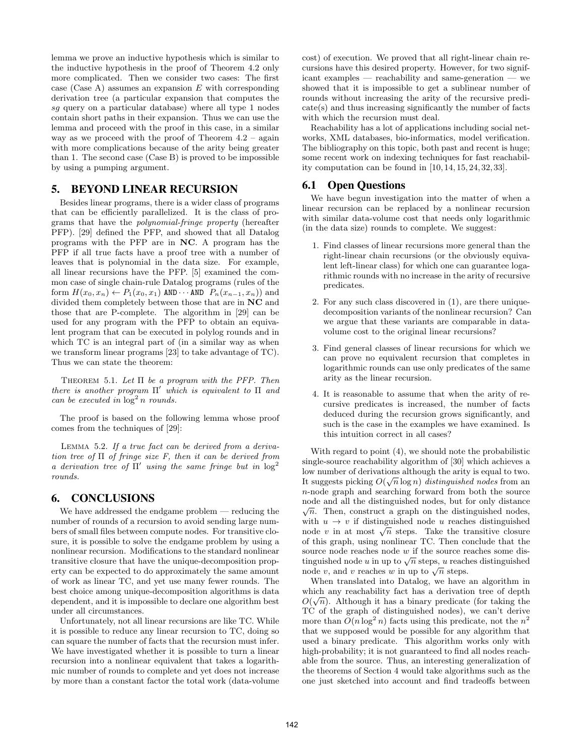lemma we prove an inductive hypothesis which is similar to the inductive hypothesis in the proof of Theorem 4.2 only more complicated. Then we consider two cases: The first case (Case A) assumes an expansion $E$ with corresponding derivation tree (a particular expansion that computes the *sg* query on a particular database) where all type 1 nodes contain short paths in their expansion. Thus we can use the lemma and proceed with the proof in this case, in a similar way as we proceed with the proof of Theorem 4.2 – again with more complications because of the arity being greater than 1. The second case (Case B) is proved to be impossible by using a pumping argument.

## 5. BEYOND LINEAR RECURSION

Besides linear programs, there is a wider class of programs that can be efficiently parallelized. It is the class of programs that have the *polynomial-fringe property* (hereafter PFP). [29] defined the PFP, and showed that all Datalog programs with the PFP are in **NC**. A program has the PFP if all true facts have a proof tree with a number of leaves that is polynomial in the data size. For example, all linear recursions have the PFP. [5] examined the common case of single chain-rule Datalog programs (rules of the form $H(x_0, x_n) \leftarrow P_1(x_0, x_1)$ AND $\cdots$ AND $P_n(x_{n-1}, x_n)$) and divided them completely between those that are in **NC** and those that are P-complete. The algorithm in [29] can be used for any program with the PFP to obtain an equivalent program that can be executed in polylog rounds and in which TC is an integral part of (in a similar way as when we transform linear programs [23] to take advantage of TC). Thus we can state the theorem:

THEOREM 5.1. *Let $\Pi$ be a program with the PFP. Then there is another program $\Pi'$ which is equivalent to $\Pi$ and can be executed in $\log^2 n$ rounds.*

The proof is based on the following lemma whose proof comes from the techniques of [29]:

LEMMA 5.2. *If a true fact can be derived from a derivation tree of $\Pi$ of fringe size F, then it can be derived from a derivation tree of $\Pi'$ using the same fringe but in $\log^2$ rounds.*

## 6. CONCLUSIONS

We have addressed the endgame problem — reducing the number of rounds of a recursion to avoid sending large numbers of small files between compute nodes. For transitive closure, it is possible to solve the endgame problem by using a nonlinear recursion. Modifications to the standard nonlinear transitive closure that have the unique-decomposition property can be expected to do approximately the same amount of work as linear TC, and yet use many fewer rounds. The best choice among unique-decomposition algorithms is data dependent, and it is impossible to declare one algorithm best under all circumstances.

Unfortunately, not all linear recursions are like TC. While it is possible to reduce any linear recursion to TC, doing so can square the number of facts that the recursion must infer. We have investigated whether it is possible to turn a linear recursion into a nonlinear equivalent that takes a logarithmic number of rounds to complete and yet does not increase by more than a constant factor the total work (data-volume cost) of execution. We proved that all right-linear chain recursions have this desired property. However, for two significant examples — reachability and same-generation — we showed that it is impossible to get a sublinear number of rounds without increasing the arity of the recursive predicate(s) and thus increasing significantly the number of facts with which the recursion must deal.

Reachability has a lot of applications including social networks, XML databases, bio-informatics, model verification. The bibliography on this topic, both past and recent is huge; some recent work on indexing techniques for fast reachability computation can be found in [10, 14, 15, 24, 32, 33].

### 6.1 Open Questions

We have begun investigation into the matter of when a linear recursion can be replaced by a nonlinear recursion with similar data-volume cost that needs only logarithmic (in the data size) rounds to complete. We suggest:

1. Find classes of linear recursions more general than the right-linear chain recursions (or the obviously equivalent left-linear class) for which one can guarantee logarithmic rounds with no increase in the arity of recursive predicates.
2. For any such class discovered in (1), are there unique-decomposition variants of the nonlinear recursion? Can we argue that these variants are comparable in data-volume cost to the original linear recursions?
3. Find general classes of linear recursions for which we can prove no equivalent recursion that completes in logarithmic rounds can use only predicates of the same arity as the linear recursion.
4. It is reasonable to assume that when the arity of recursive predicates is increased, the number of facts deduced during the recursion grows significantly, and such is the case in the examples we have examined. Is this intuition correct in all cases?

With regard to point (4), we should note the probabilistic single-source reachability algorithm of [30] which achieves a low number of derivations although the arity is equal to two. It suggests picking $O(\sqrt{n}\log n)$ *distinguished nodes* from an $n$-node graph and searching forward from both the source node and all the distinguished nodes, but for only distance $\sqrt{n}$. Then, construct a graph on the distinguished nodes, with $u \to v$ if distinguished node $u$ reaches distinguished node $v$ in at most $\sqrt{n}$ steps. Take the transitive closure of this graph, using nonlinear TC. Then conclude that the source node reaches node $w$ if the source reaches some distinguished node $u$ in up to $\sqrt{n}$ steps, $u$ reaches distinguished node $v$, and $v$ reaches $w$ in up to $\sqrt{n}$ steps.

When translated into Datalog, we have an algorithm in which any reachability fact has a derivation tree of depth $O(\sqrt{n})$. Although it has a binary predicate (for taking the TC of the graph of distinguished nodes), we can't derive more than $O(n\log^2 n)$ facts using this predicate, not the $n^2$ that we supposed would be possible for any algorithm that used a binary predicate. This algorithm works only with high-probability; it is not guaranteed to find all nodes reachable from the source. Thus, an interesting generalization of the theorems of Section 4 would take algorithms such as the one just sketched into account and find tradeoffs between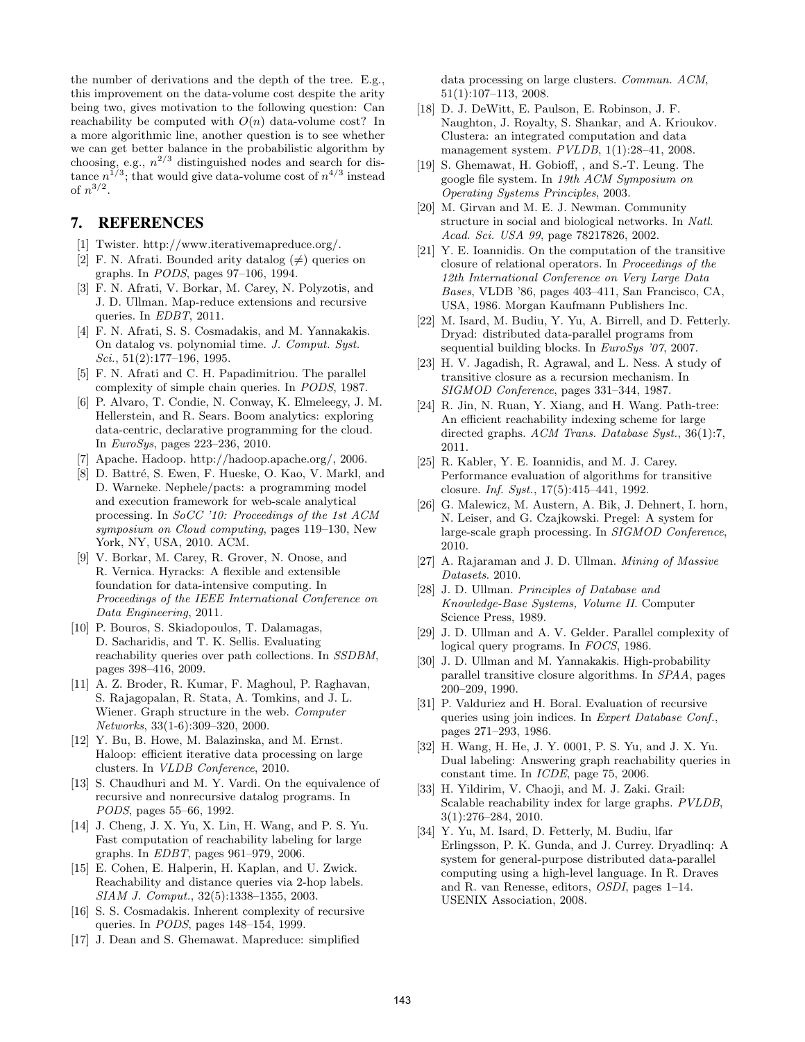the number of derivations and the depth of the tree. E.g., this improvement on the data-volume cost despite the arity being two, gives motivation to the following question: Can reachability be computed with $O(n)$ data-volume cost? In a more algorithmic line, another question is to see whether we can get better balance in the probabilistic algorithm by choosing, e.g., $n^{2/3}$ distinguished nodes and search for distance $n^{1/3}$; that would give data-volume cost of $n^{4/3}$ instead of $n^{3/2}$.

## 7. REFERENCES

[1] Twister. http://www.iterativemapreduce.org/.

[2] F. N. Afrati. Bounded arity datalog ($\neq$) queries on graphs. In *PODS*, pages 97–106, 1994.

[3] F. N. Afrati, V. Borkar, M. Carey, N. Polyzotis, and J. D. Ullman. Map-reduce extensions and recursive queries. In *EDBT*, 2011.

[4] F. N. Afrati, S. S. Cosmadakis, and M. Yannakakis. On datalog vs. polynomial time. *J. Comput. Syst. Sci.*, 51(2):177–196, 1995.

[5] F. N. Afrati and C. H. Papadimitriou. The parallel complexity of simple chain queries. In *PODS*, 1987.

[6] P. Alvaro, T. Condie, N. Conway, K. Elmeleegy, J. M. Hellerstein, and R. Sears. Boom analytics: exploring data-centric, declarative programming for the cloud. In *EuroSys*, pages 223–236, 2010.

[7] Apache. Hadoop. http://hadoop.apache.org/, 2006.

[8] D. Battré, S. Ewen, F. Hueske, O. Kao, V. Markl, and D. Warneke. Nephele/pacts: a programming model and execution framework for web-scale analytical processing. In *SoCC '10: Proceedings of the 1st ACM symposium on Cloud computing*, pages 119–130, New York, NY, USA, 2010. ACM.

[9] V. Borkar, M. Carey, R. Grover, N. Onose, and R. Vernica. Hyracks: A flexible and extensible foundation for data-intensive computing. In *Proceedings of the IEEE International Conference on Data Engineering*, 2011.

[10] P. Bouros, S. Skiadopoulos, T. Dalamagas, D. Sacharidis, and T. K. Sellis. Evaluating reachability queries over path collections. In *SSDBM*, pages 398–416, 2009.

[11] A. Z. Broder, R. Kumar, F. Maghoul, P. Raghavan, S. Rajagopalan, R. Stata, A. Tomkins, and J. L. Wiener. Graph structure in the web. *Computer Networks*, 33(1-6):309–320, 2000.

[12] Y. Bu, B. Howe, M. Balazinska, and M. Ernst. Haloop: efficient iterative data processing on large clusters. In *VLDB Conference*, 2010.

[13] S. Chaudhuri and M. Y. Vardi. On the equivalence of recursive and nonrecursive datalog programs. In *PODS*, pages 55–66, 1992.

[14] J. Cheng, J. X. Yu, X. Lin, H. Wang, and P. S. Yu. Fast computation of reachability labeling for large graphs. In *EDBT*, pages 961–979, 2006.

[15] E. Cohen, E. Halperin, H. Kaplan, and U. Zwick. Reachability and distance queries via 2-hop labels. *SIAM J. Comput.*, 32(5):1338–1355, 2003.

[16] S. S. Cosmadakis. Inherent complexity of recursive queries. In *PODS*, pages 148–154, 1999.

[17] J. Dean and S. Ghemawat. Mapreduce: simplified data processing on large clusters. *Commun. ACM*, 51(1):107–113, 2008.

[18] D. J. DeWitt, E. Paulson, E. Robinson, J. F. Naughton, J. Royalty, S. Shankar, and A. Krioukov. Clustera: an integrated computation and data management system. *PVLDB*, 1(1):28–41, 2008.

[19] S. Ghemawat, H. Gobioff, , and S.-T. Leung. The google file system. In *19th ACM Symposium on Operating Systems Principles*, 2003.

[20] M. Girvan and M. E. J. Newman. Community structure in social and biological networks. In *Natl. Acad. Sci. USA 99*, page 78217826, 2002.

[21] Y. E. Ioannidis. On the computation of the transitive closure of relational operators. In *Proceedings of the 12th International Conference on Very Large Data Bases*, VLDB '86, pages 403–411, San Francisco, CA, USA, 1986. Morgan Kaufmann Publishers Inc.

[22] M. Isard, M. Budiu, Y. Yu, A. Birrell, and D. Fetterly. Dryad: distributed data-parallel programs from sequential building blocks. In *EuroSys '07*, 2007.

[23] H. V. Jagadish, R. Agrawal, and L. Ness. A study of transitive closure as a recursion mechanism. In *SIGMOD Conference*, pages 331–344, 1987.

[24] R. Jin, N. Ruan, Y. Xiang, and H. Wang. Path-tree: An efficient reachability indexing scheme for large directed graphs. *ACM Trans. Database Syst.*, 36(1):7, 2011.

[25] R. Kabler, Y. E. Ioannidis, and M. J. Carey. Performance evaluation of algorithms for transitive closure. *Inf. Syst.*, 17(5):415–441, 1992.

[26] G. Malewicz, M. Austern, A. Bik, J. Dehnert, I. horn, N. Leiser, and G. Czajkowski. Pregel: A system for large-scale graph processing. In *SIGMOD Conference*, 2010.

[27] A. Rajaraman and J. D. Ullman. *Mining of Massive Datasets*. 2010.

[28] J. D. Ullman. *Principles of Database and Knowledge-Base Systems, Volume II*. Computer Science Press, 1989.

[29] J. D. Ullman and A. V. Gelder. Parallel complexity of logical query programs. In *FOCS*, 1986.

[30] J. D. Ullman and M. Yannakakis. High-probability parallel transitive closure algorithms. In *SPAA*, pages 200–209, 1990.

[31] P. Valduriez and H. Boral. Evaluation of recursive queries using join indices. In *Expert Database Conf.*, pages 271–293, 1986.

[32] H. Wang, H. He, J. Y. 0001, P. S. Yu, and J. X. Yu. Dual labeling: Answering graph reachability queries in constant time. In *ICDE*, page 75, 2006.

[33] H. Yildirim, V. Chaoji, and M. J. Zaki. Grail: Scalable reachability index for large graphs. *PVLDB*, 3(1):276–284, 2010.

[34] Y. Yu, M. Isard, D. Fetterly, M. Budiu, lfar Erlingsson, P. K. Gunda, and J. Currey. Dryadlinq: A system for general-purpose distributed data-parallel computing using a high-level language. In R. Draves and R. van Renesse, editors, *OSDI*, pages 1–14. USENIX Association, 2008.